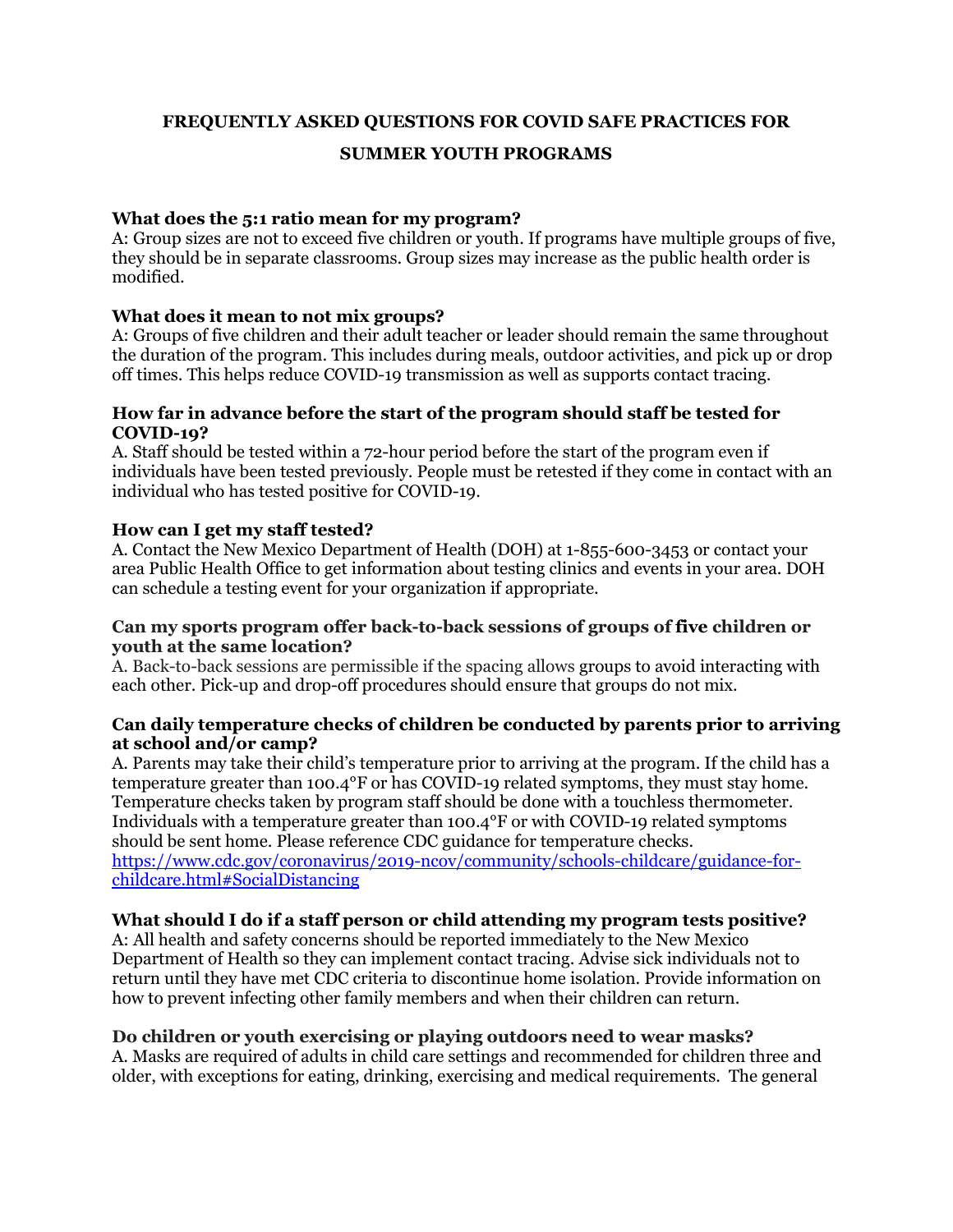# FREQUENTLY ASKED QUESTIONS FOR COVID SAFE PRACTICES FOR SUMMER YOUTH PROGRAMS

**What does the 5:1 ratio mean for my program?**
A: Group sizes are not to exceed five children or youth. If programs have multiple groups of five, they should be in separate classrooms. Group sizes may increase as the public health order is modified.

**What does it mean to not mix groups?**
A: Groups of five children and their adult teacher or leader should remain the same throughout the duration of the program. This includes during meals, outdoor activities, and pick up or drop off times. This helps reduce COVID-19 transmission as well as supports contact tracing.

**How far in advance before the start of the program should staff be tested for COVID-19?**
A. Staff should be tested within a 72-hour period before the start of the program even if individuals have been tested previously. People must be retested if they come in contact with an individual who has tested positive for COVID-19.

**How can I get my staff tested?**
A. Contact the New Mexico Department of Health (DOH) at 1-855-600-3453 or contact your area Public Health Office to get information about testing clinics and events in your area. DOH can schedule a testing event for your organization if appropriate.

**Can my sports program offer back-to-back sessions of groups of five children or youth at the same location?**
A. Back-to-back sessions are permissible if the spacing allows groups to avoid interacting with each other. Pick-up and drop-off procedures should ensure that groups do not mix.

**Can daily temperature checks of children be conducted by parents prior to arriving at school and/or camp?**
A. Parents may take their child's temperature prior to arriving at the program. If the child has a temperature greater than 100.4°F or has COVID-19 related symptoms, they must stay home. Temperature checks taken by program staff should be done with a touchless thermometer. Individuals with a temperature greater than 100.4°F or with COVID-19 related symptoms should be sent home. Please reference CDC guidance for temperature checks. [https://www.cdc.gov/coronavirus/2019-ncov/community/schools-childcare/guidance-for-childcare.html#SocialDistancing](https://www.cdc.gov/coronavirus/2019-ncov/community/schools-childcare/guidance-for-childcare.html#SocialDistancing)

**What should I do if a staff person or child attending my program tests positive?**
A: All health and safety concerns should be reported immediately to the New Mexico Department of Health so they can implement contact tracing. Advise sick individuals not to return until they have met CDC criteria to discontinue home isolation. Provide information on how to prevent infecting other family members and when their children can return.

**Do children or youth exercising or playing outdoors need to wear masks?**
A. Masks are required of adults in child care settings and recommended for children three and older, with exceptions for eating, drinking, exercising and medical requirements. The general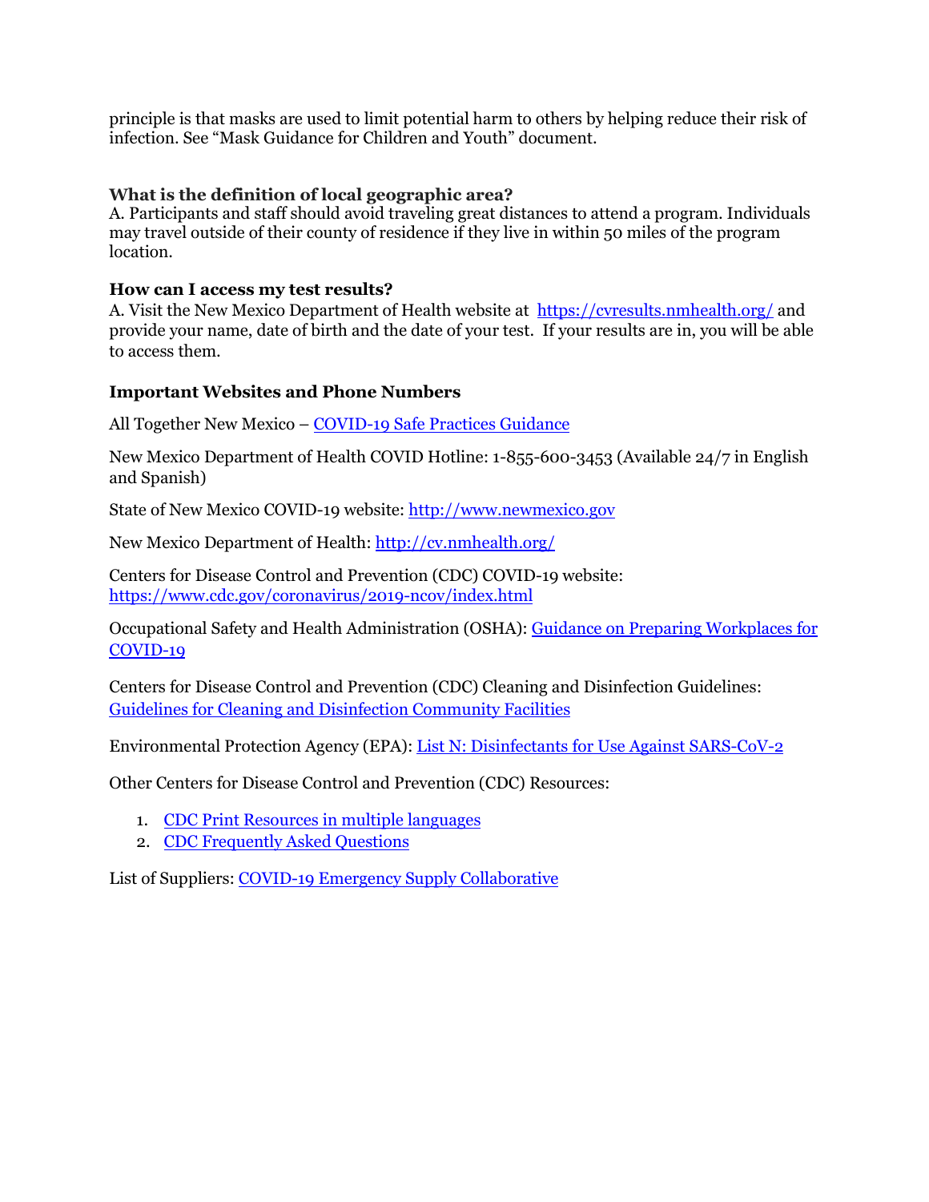principle is that masks are used to limit potential harm to others by helping reduce their risk of infection. See "Mask Guidance for Children and Youth" document.

### What is the definition of local geographic area?

A. Participants and staff should avoid traveling great distances to attend a program. Individuals may travel outside of their county of residence if they live in within 50 miles of the program location.

### How can I access my test results?

A. Visit the New Mexico Department of Health website at https://cvresults.nmhealth.org/ and provide your name, date of birth and the date of your test. If your results are in, you will be able to access them.

### Important Websites and Phone Numbers

All Together New Mexico – COVID-19 Safe Practices Guidance

New Mexico Department of Health COVID Hotline: 1-855-600-3453 (Available 24/7 in English and Spanish)

State of New Mexico COVID-19 website: http://www.newmexico.gov

New Mexico Department of Health: http://cv.nmhealth.org/

Centers for Disease Control and Prevention (CDC) COVID-19 website: https://www.cdc.gov/coronavirus/2019-ncov/index.html

Occupational Safety and Health Administration (OSHA): Guidance on Preparing Workplaces for COVID-19

Centers for Disease Control and Prevention (CDC) Cleaning and Disinfection Guidelines: Guidelines for Cleaning and Disinfection Community Facilities

Environmental Protection Agency (EPA): List N: Disinfectants for Use Against SARS-CoV-2

Other Centers for Disease Control and Prevention (CDC) Resources:

1. CDC Print Resources in multiple languages
2. CDC Frequently Asked Questions

List of Suppliers: COVID-19 Emergency Supply Collaborative